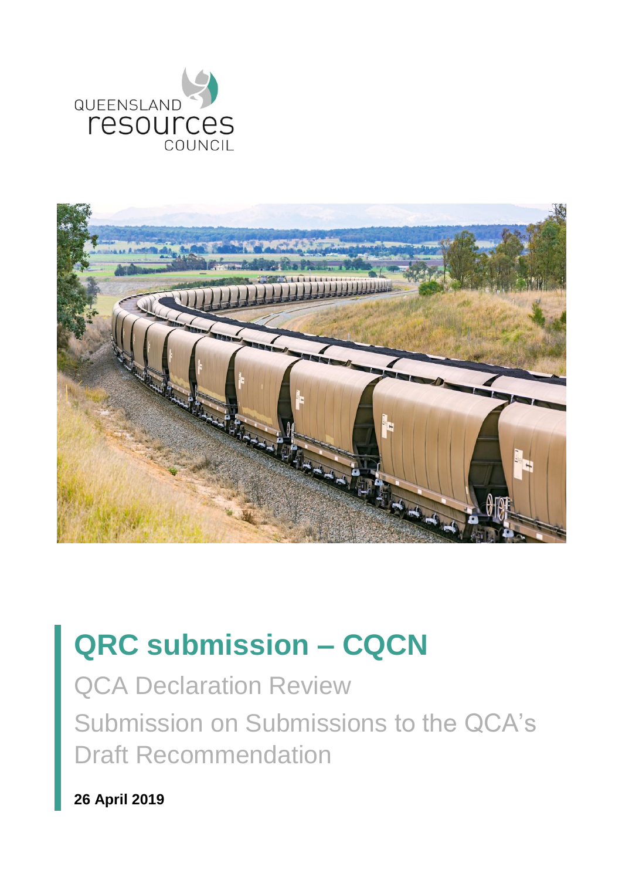QUEENSLAND resources COUNCIL

# QRC submission – CQCN

## QCA Declaration Review

## Submission on Submissions to the QCA's Draft Recommendation

**26 April 2019**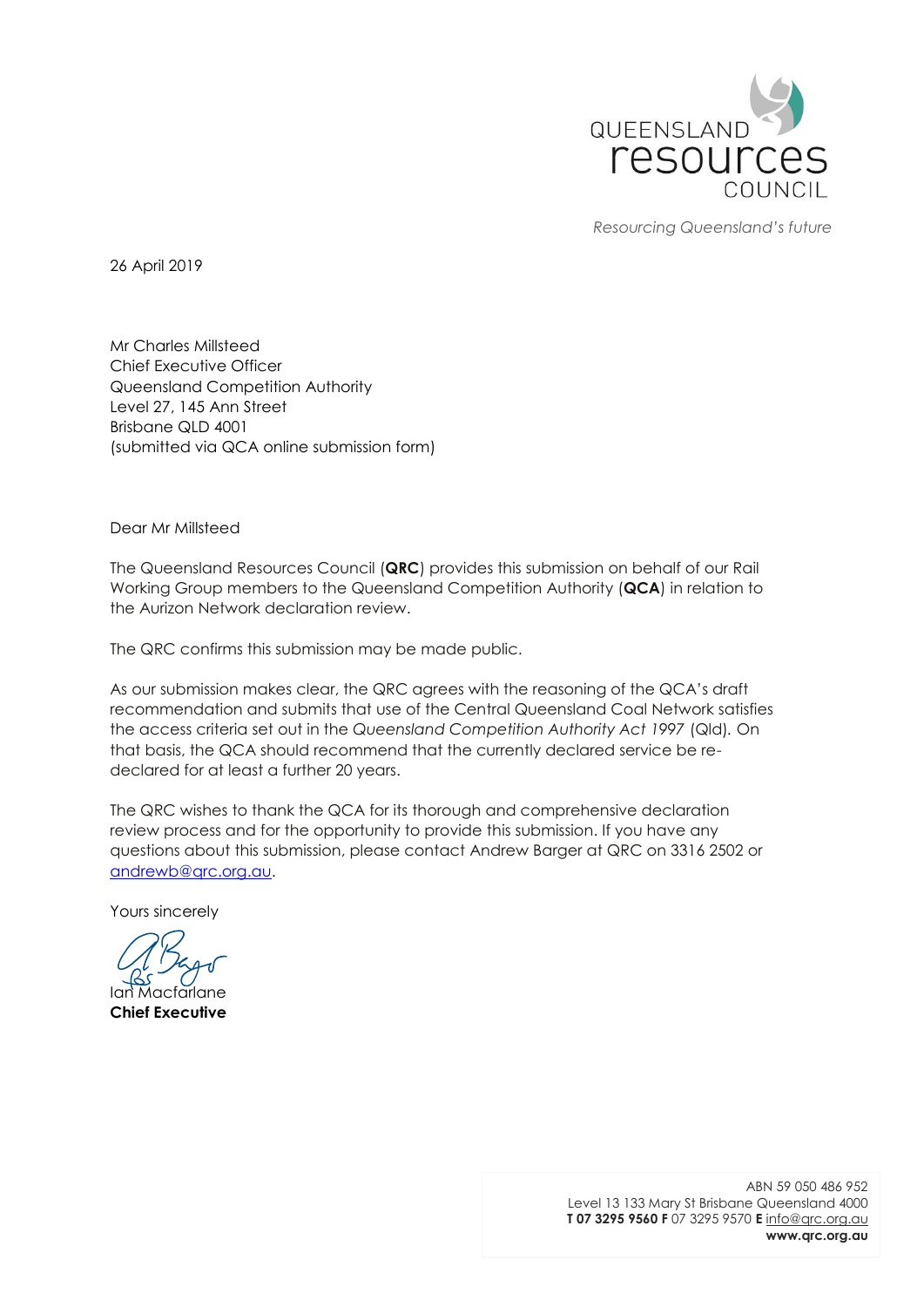QUEENSLAND resources COUNCIL

*Resourcing Queensland's future*

26 April 2019

Mr Charles Millsteed
Chief Executive Officer
Queensland Competition Authority
Level 27, 145 Ann Street
Brisbane QLD 4001
(submitted via QCA online submission form)

Dear Mr Millsteed

The Queensland Resources Council (**QRC**) provides this submission on behalf of our Rail Working Group members to the Queensland Competition Authority (**QCA**) in relation to the Aurizon Network declaration review.

The QRC confirms this submission may be made public.

As our submission makes clear, the QRC agrees with the reasoning of the QCA's draft recommendation and submits that use of the Central Queensland Coal Network satisfies the access criteria set out in the *Queensland Competition Authority Act 1997* (Qld). On that basis, the QCA should recommend that the currently declared service be re-declared for at least a further 20 years.

The QRC wishes to thank the QCA for its thorough and comprehensive declaration review process and for the opportunity to provide this submission. If you have any questions about this submission, please contact Andrew Barger at QRC on 3316 2502 or andrewb@qrc.org.au.

Yours sincerely

Ian Macfarlane
**Chief Executive**

ABN 59 050 486 952
Level 13 133 Mary St Brisbane Queensland 4000
**T 07 3295 9560 F** 07 3295 9570 **E** info@qrc.org.au
**www.qrc.org.au**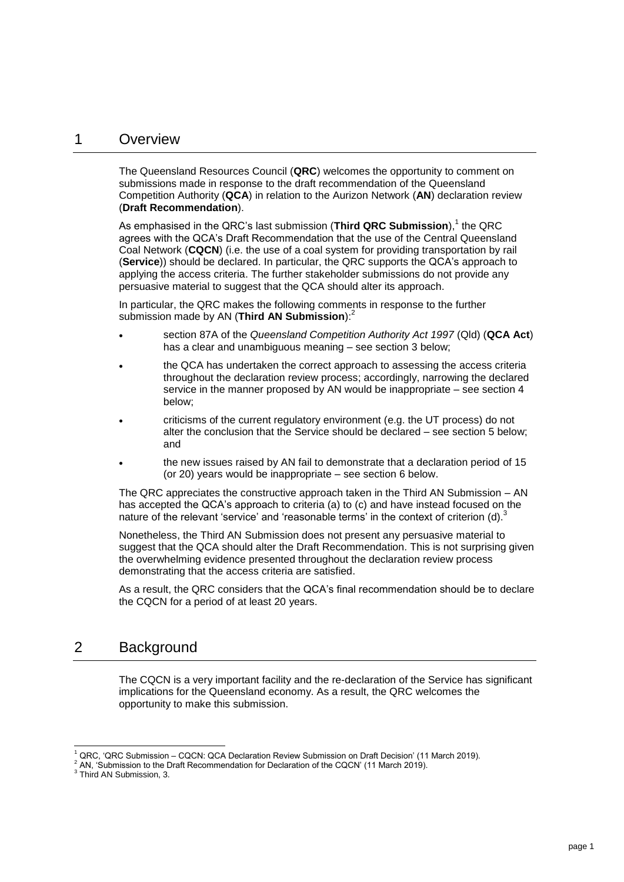# 1 Overview

The Queensland Resources Council (**QRC**) welcomes the opportunity to comment on submissions made in response to the draft recommendation of the Queensland Competition Authority (**QCA**) in relation to the Aurizon Network (**AN**) declaration review (**Draft Recommendation**).

As emphasised in the QRC's last submission (**Third QRC Submission**),[1] the QRC agrees with the QCA's Draft Recommendation that the use of the Central Queensland Coal Network (**CQCN**) (i.e. the use of a coal system for providing transportation by rail (**Service**)) should be declared. In particular, the QRC supports the QCA's approach to applying the access criteria. The further stakeholder submissions do not provide any persuasive material to suggest that the QCA should alter its approach.

In particular, the QRC makes the following comments in response to the further submission made by AN (**Third AN Submission**):[2]

- section 87A of the *Queensland Competition Authority Act 1997* (Qld) (**QCA Act**) has a clear and unambiguous meaning – see section 3 below;
- the QCA has undertaken the correct approach to assessing the access criteria throughout the declaration review process; accordingly, narrowing the declared service in the manner proposed by AN would be inappropriate – see section 4 below;
- criticisms of the current regulatory environment (e.g. the UT process) do not alter the conclusion that the Service should be declared – see section 5 below; and
- the new issues raised by AN fail to demonstrate that a declaration period of 15 (or 20) years would be inappropriate – see section 6 below.

The QRC appreciates the constructive approach taken in the Third AN Submission – AN has accepted the QCA's approach to criteria (a) to (c) and have instead focused on the nature of the relevant 'service' and 'reasonable terms' in the context of criterion (d).[3]

Nonetheless, the Third AN Submission does not present any persuasive material to suggest that the QCA should alter the Draft Recommendation. This is not surprising given the overwhelming evidence presented throughout the declaration review process demonstrating that the access criteria are satisfied.

As a result, the QRC considers that the QCA's final recommendation should be to declare the CQCN for a period of at least 20 years.

# 2 Background

The CQCN is a very important facility and the re-declaration of the Service has significant implications for the Queensland economy. As a result, the QRC welcomes the opportunity to make this submission.

[1] QRC, 'QRC Submission – CQCN: QCA Declaration Review Submission on Draft Decision' (11 March 2019).

[2] AN, 'Submission to the Draft Recommendation for Declaration of the CQCN' (11 March 2019).

[3] Third AN Submission, 3.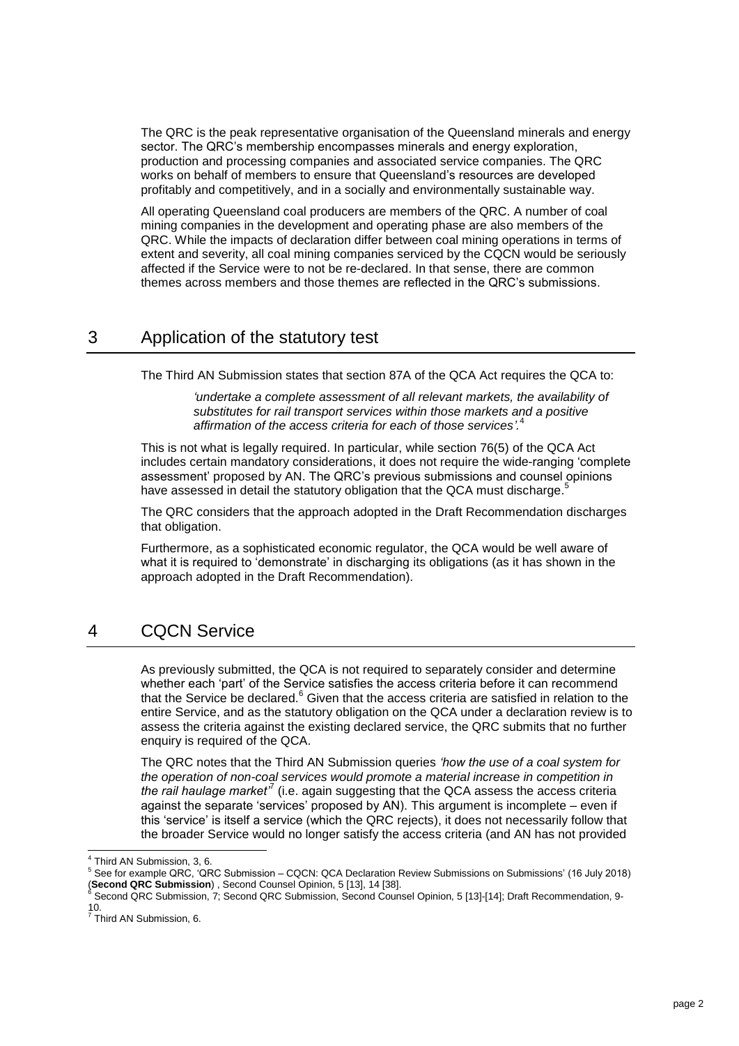The QRC is the peak representative organisation of the Queensland minerals and energy sector. The QRC's membership encompasses minerals and energy exploration, production and processing companies and associated service companies. The QRC works on behalf of members to ensure that Queensland's resources are developed profitably and competitively, and in a socially and environmentally sustainable way.

All operating Queensland coal producers are members of the QRC. A number of coal mining companies in the development and operating phase are also members of the QRC. While the impacts of declaration differ between coal mining operations in terms of extent and severity, all coal mining companies serviced by the CQCN would be seriously affected if the Service were to not be re-declared. In that sense, there are common themes across members and those themes are reflected in the QRC's submissions.

## 3 Application of the statutory test

The Third AN Submission states that section 87A of the QCA Act requires the QCA to:

> *'undertake a complete assessment of all relevant markets, the availability of substitutes for rail transport services within those markets and a positive affirmation of the access criteria for each of those services'.*[4]

This is not what is legally required. In particular, while section 76(5) of the QCA Act includes certain mandatory considerations, it does not require the wide-ranging 'complete assessment' proposed by AN. The QRC's previous submissions and counsel opinions have assessed in detail the statutory obligation that the QCA must discharge.[5]

The QRC considers that the approach adopted in the Draft Recommendation discharges that obligation.

Furthermore, as a sophisticated economic regulator, the QCA would be well aware of what it is required to 'demonstrate' in discharging its obligations (as it has shown in the approach adopted in the Draft Recommendation).

## 4 CQCN Service

As previously submitted, the QCA is not required to separately consider and determine whether each 'part' of the Service satisfies the access criteria before it can recommend that the Service be declared.[6] Given that the access criteria are satisfied in relation to the entire Service, and as the statutory obligation on the QCA under a declaration review is to assess the criteria against the existing declared service, the QRC submits that no further enquiry is required of the QCA.

The QRC notes that the Third AN Submission queries *'how the use of a coal system for the operation of non-coal services would promote a material increase in competition in the rail haulage market'*[7] (i.e. again suggesting that the QCA assess the access criteria against the separate 'services' proposed by AN). This argument is incomplete – even if this 'service' is itself a service (which the QRC rejects), it does not necessarily follow that the broader Service would no longer satisfy the access criteria (and AN has not provided

---

[4] Third AN Submission, 3, 6.

[5] See for example QRC, 'QRC Submission – CQCN: QCA Declaration Review Submissions on Submissions' (16 July 2018) (**Second QRC Submission**) , Second Counsel Opinion, 5 [13], 14 [38].

[6] Second QRC Submission, 7; Second QRC Submission, Second Counsel Opinion, 5 [13]-[14]; Draft Recommendation, 9-10.

[7] Third AN Submission, 6.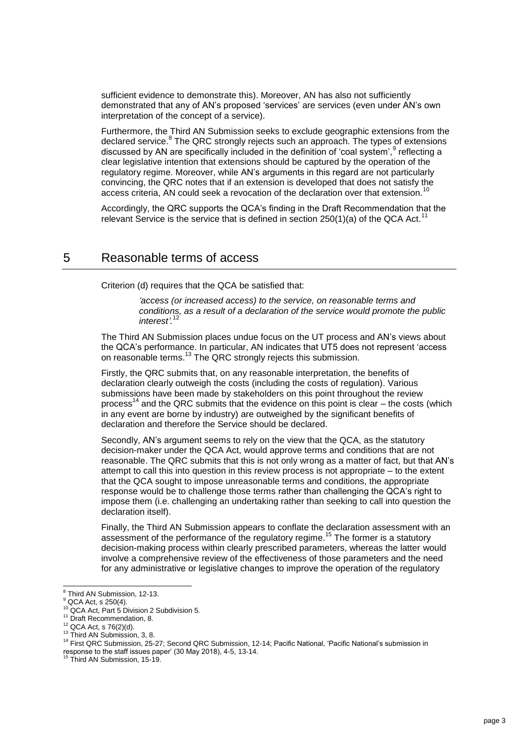sufficient evidence to demonstrate this). Moreover, AN has also not sufficiently demonstrated that any of AN's proposed 'services' are services (even under AN's own interpretation of the concept of a service).

Furthermore, the Third AN Submission seeks to exclude geographic extensions from the declared service.[8] The QRC strongly rejects such an approach. The types of extensions discussed by AN are specifically included in the definition of 'coal system',[9] reflecting a clear legislative intention that extensions should be captured by the operation of the regulatory regime. Moreover, while AN's arguments in this regard are not particularly convincing, the QRC notes that if an extension is developed that does not satisfy the access criteria, AN could seek a revocation of the declaration over that extension.[10]

Accordingly, the QRC supports the QCA's finding in the Draft Recommendation that the relevant Service is the service that is defined in section 250(1)(a) of the QCA Act.[11]

## 5 Reasonable terms of access

Criterion (d) requires that the QCA be satisfied that:

> *'access (or increased access) to the service, on reasonable terms and conditions, as a result of a declaration of the service would promote the public interest'.*[12]

The Third AN Submission places undue focus on the UT process and AN's views about the QCA's performance. In particular, AN indicates that UT5 does not represent 'access on reasonable terms.[13] The QRC strongly rejects this submission.

Firstly, the QRC submits that, on any reasonable interpretation, the benefits of declaration clearly outweigh the costs (including the costs of regulation). Various submissions have been made by stakeholders on this point throughout the review process[14] and the QRC submits that the evidence on this point is clear – the costs (which in any event are borne by industry) are outweighed by the significant benefits of declaration and therefore the Service should be declared.

Secondly, AN's argument seems to rely on the view that the QCA, as the statutory decision-maker under the QCA Act, would approve terms and conditions that are not reasonable. The QRC submits that this is not only wrong as a matter of fact, but that AN's attempt to call this into question in this review process is not appropriate – to the extent that the QCA sought to impose unreasonable terms and conditions, the appropriate response would be to challenge those terms rather than challenging the QCA's right to impose them (i.e. challenging an undertaking rather than seeking to call into question the declaration itself).

Finally, the Third AN Submission appears to conflate the declaration assessment with an assessment of the performance of the regulatory regime.[15] The former is a statutory decision-making process within clearly prescribed parameters, whereas the latter would involve a comprehensive review of the effectiveness of those parameters and the need for any administrative or legislative changes to improve the operation of the regulatory

---

[8] Third AN Submission, 12-13.

[9] QCA Act, s 250(4).

[10] QCA Act, Part 5 Division 2 Subdivision 5.

[11] Draft Recommendation, 8.

[12] QCA Act, s 76(2)(d).

[13] Third AN Submission, 3, 8.

[14] First QRC Submission, 25-27; Second QRC Submission, 12-14; Pacific National, 'Pacific National's submission in response to the staff issues paper' (30 May 2018), 4-5, 13-14.

[15] Third AN Submission, 15-19.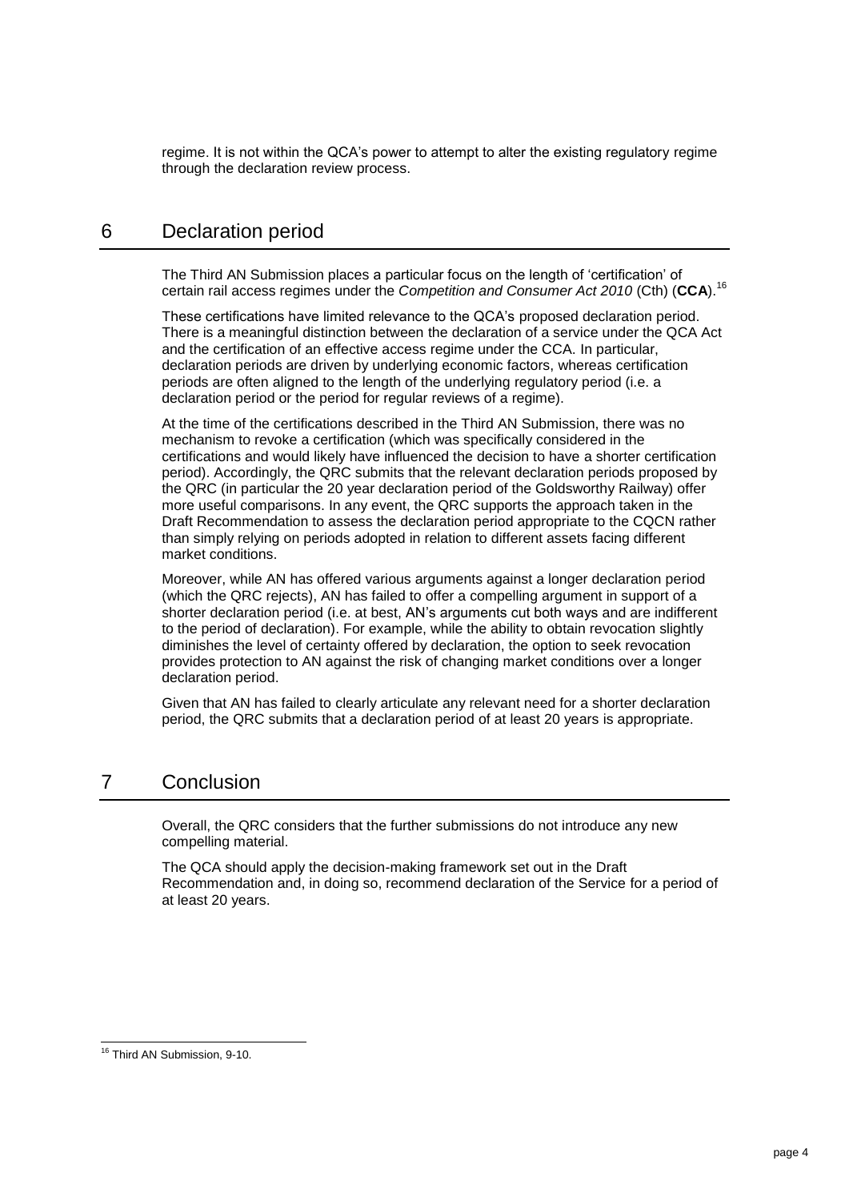regime. It is not within the QCA's power to attempt to alter the existing regulatory regime through the declaration review process.

# 6 Declaration period

The Third AN Submission places a particular focus on the length of 'certification' of certain rail access regimes under the *Competition and Consumer Act 2010* (Cth) (**CCA**).[16]

These certifications have limited relevance to the QCA's proposed declaration period. There is a meaningful distinction between the declaration of a service under the QCA Act and the certification of an effective access regime under the CCA. In particular, declaration periods are driven by underlying economic factors, whereas certification periods are often aligned to the length of the underlying regulatory period (i.e. a declaration period or the period for regular reviews of a regime).

At the time of the certifications described in the Third AN Submission, there was no mechanism to revoke a certification (which was specifically considered in the certifications and would likely have influenced the decision to have a shorter certification period). Accordingly, the QRC submits that the relevant declaration periods proposed by the QRC (in particular the 20 year declaration period of the Goldsworthy Railway) offer more useful comparisons. In any event, the QRC supports the approach taken in the Draft Recommendation to assess the declaration period appropriate to the CQCN rather than simply relying on periods adopted in relation to different assets facing different market conditions.

Moreover, while AN has offered various arguments against a longer declaration period (which the QRC rejects), AN has failed to offer a compelling argument in support of a shorter declaration period (i.e. at best, AN's arguments cut both ways and are indifferent to the period of declaration). For example, while the ability to obtain revocation slightly diminishes the level of certainty offered by declaration, the option to seek revocation provides protection to AN against the risk of changing market conditions over a longer declaration period.

Given that AN has failed to clearly articulate any relevant need for a shorter declaration period, the QRC submits that a declaration period of at least 20 years is appropriate.

# 7 Conclusion

Overall, the QRC considers that the further submissions do not introduce any new compelling material.

The QCA should apply the decision-making framework set out in the Draft Recommendation and, in doing so, recommend declaration of the Service for a period of at least 20 years.

[16] Third AN Submission, 9-10.